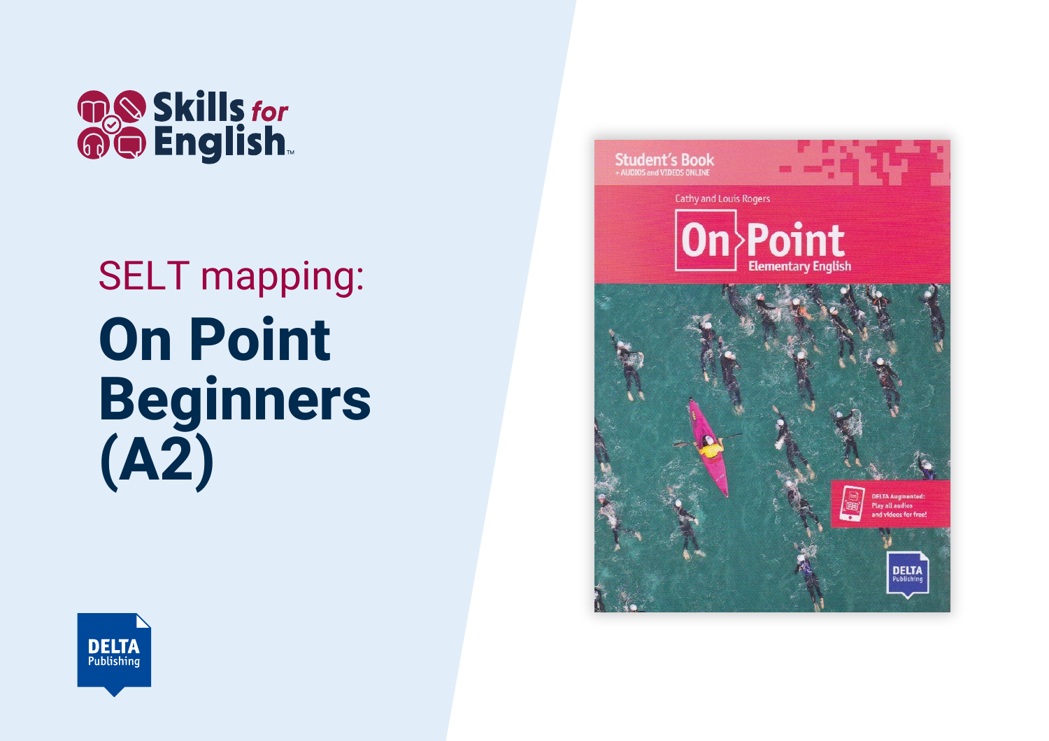Skills for English™

SELT mapping:

# On Point Beginners (A2)

Student's Book
+ AUDIOS and VIDEOS ONLINE

Cathy and Louis Rogers

On Point
Elementary English

DELTA Augmented: Play all audios and videos for free!

DELTA Publishing

DELTA Publishing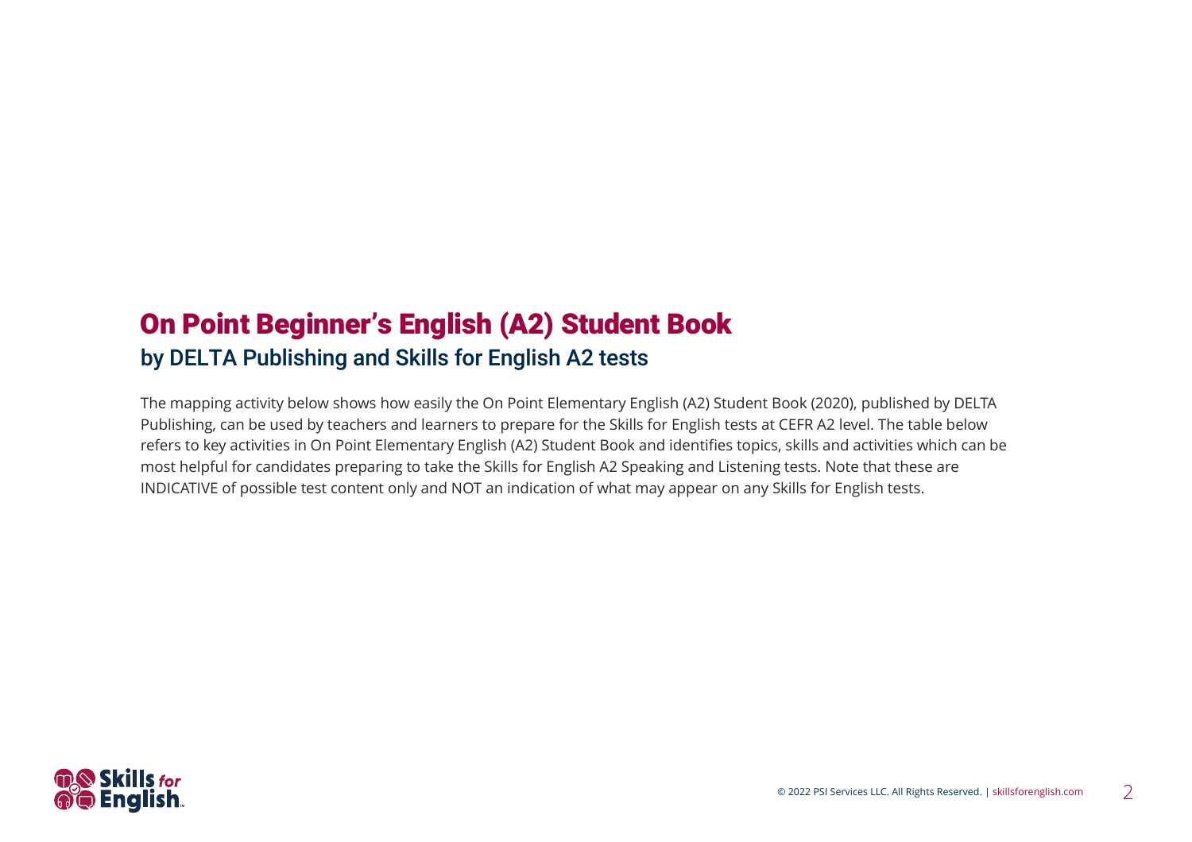# On Point Beginner's English (A2) Student Book

## by DELTA Publishing and Skills for English A2 tests

The mapping activity below shows how easily the On Point Elementary English (A2) Student Book (2020), published by DELTA Publishing, can be used by teachers and learners to prepare for the Skills for English tests at CEFR A2 level. The table below refers to key activities in On Point Elementary English (A2) Student Book and identifies topics, skills and activities which can be most helpful for candidates preparing to take the Skills for English A2 Speaking and Listening tests. Note that these are INDICATIVE of possible test content only and NOT an indication of what may appear on any Skills for English tests.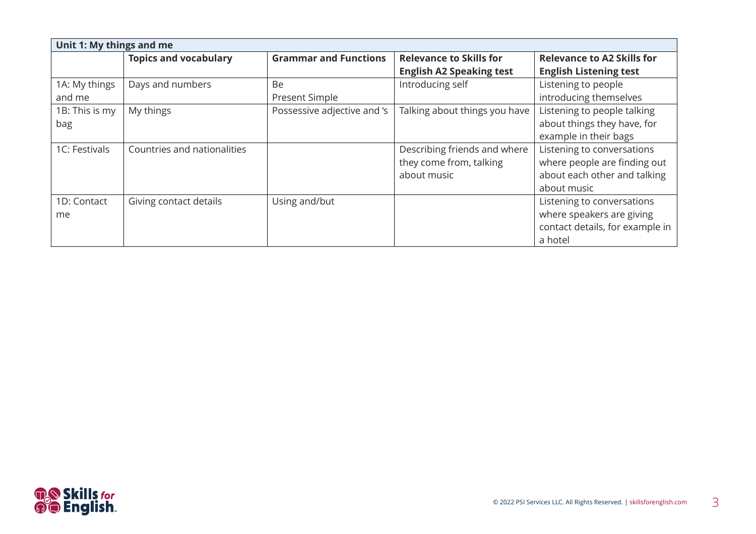| Unit 1: My things and me | | | | |
|---|---|---|---|---|
| | **Topics and vocabulary** | **Grammar and Functions** | **Relevance to Skills for English A2 Speaking test** | **Relevance to A2 Skills for English Listening test** |
| 1A: My things and me | Days and numbers | Be<br>Present Simple | Introducing self | Listening to people introducing themselves |
| 1B: This is my bag | My things | Possessive adjective and 's | Talking about things you have | Listening to people talking about things they have, for example in their bags |
| 1C: Festivals | Countries and nationalities | | Describing friends and where they come from, talking about music | Listening to conversations where people are finding out about each other and talking about music |
| 1D: Contact me | Giving contact details | Using and/but | | Listening to conversations where speakers are giving contact details, for example in a hotel |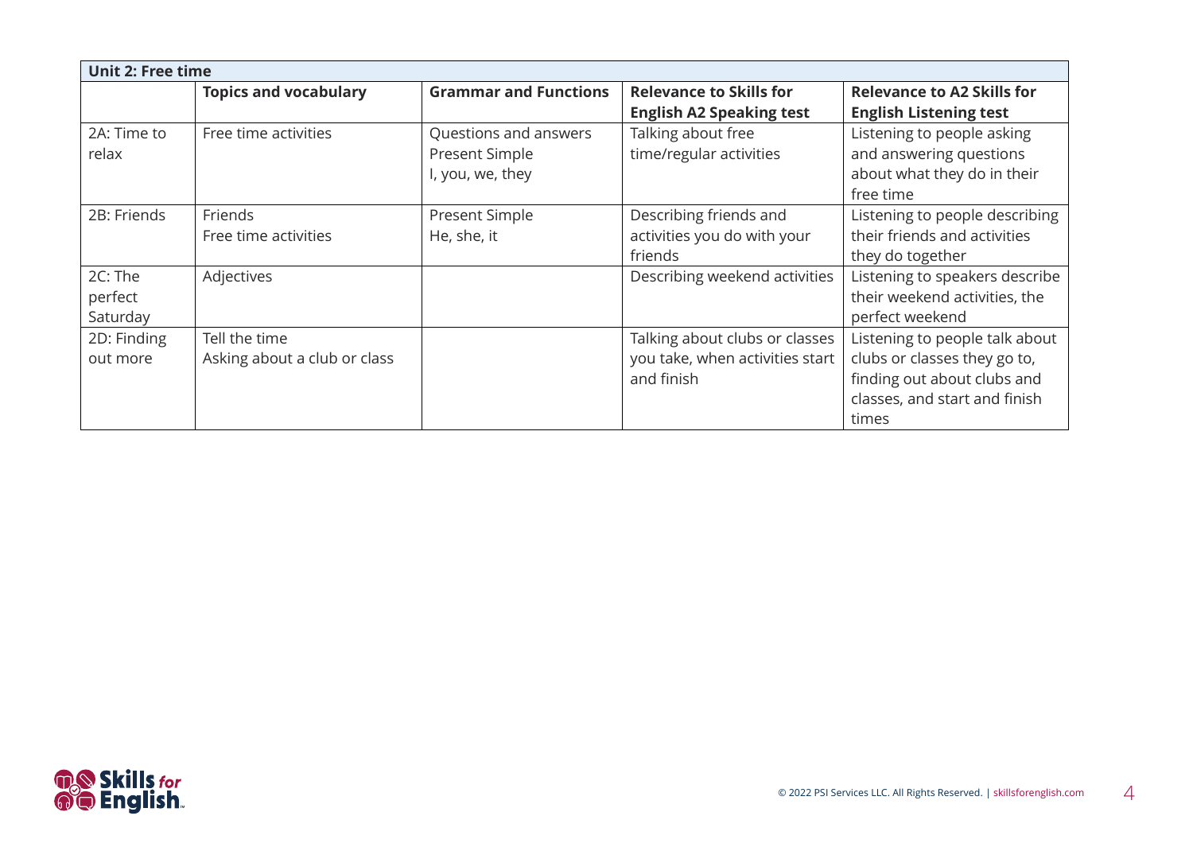| Unit 2: Free time | | | | |
|---|---|---|---|---|
| | **Topics and vocabulary** | **Grammar and Functions** | **Relevance to Skills for English A2 Speaking test** | **Relevance to A2 Skills for English Listening test** |
| 2A: Time to relax | Free time activities | Questions and answers<br>Present Simple<br>I, you, we, they | Talking about free time/regular activities | Listening to people asking and answering questions about what they do in their free time |
| 2B: Friends | Friends<br>Free time activities | Present Simple<br>He, she, it | Describing friends and activities you do with your friends | Listening to people describing their friends and activities they do together |
| 2C: The perfect Saturday | Adjectives | | Describing weekend activities | Listening to speakers describe their weekend activities, the perfect weekend |
| 2D: Finding out more | Tell the time<br>Asking about a club or class | | Talking about clubs or classes you take, when activities start and finish | Listening to people talk about clubs or classes they go to, finding out about clubs and classes, and start and finish times |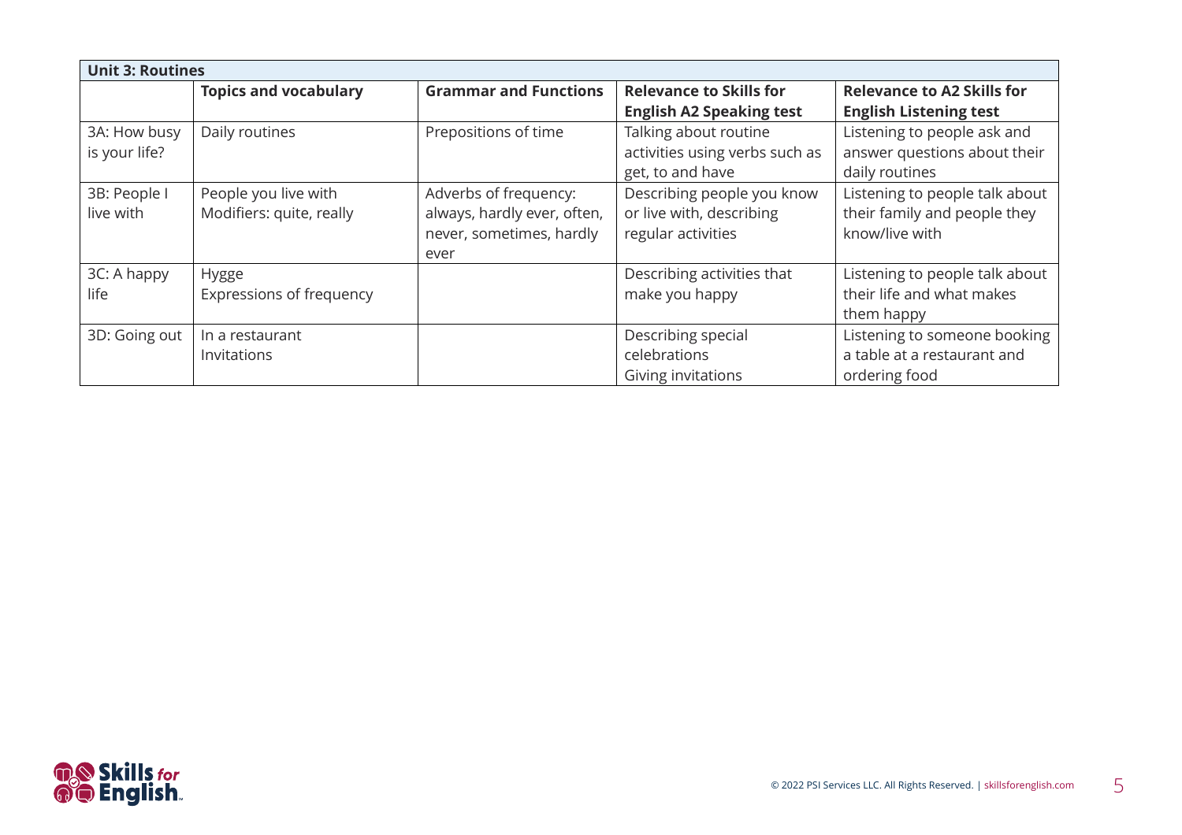| Unit 3: Routines | | | | |
|---|---|---|---|---|
| | **Topics and vocabulary** | **Grammar and Functions** | **Relevance to Skills for English A2 Speaking test** | **Relevance to A2 Skills for English Listening test** |
| 3A: How busy is your life? | Daily routines | Prepositions of time | Talking about routine activities using verbs such as get, to and have | Listening to people ask and answer questions about their daily routines |
| 3B: People I live with | People you live with<br>Modifiers: quite, really | Adverbs of frequency: always, hardly ever, often, never, sometimes, hardly ever | Describing people you know or live with, describing regular activities | Listening to people talk about their family and people they know/live with |
| 3C: A happy life | Hygge<br>Expressions of frequency | | Describing activities that make you happy | Listening to people talk about their life and what makes them happy |
| 3D: Going out | In a restaurant<br>Invitations | | Describing special celebrations<br>Giving invitations | Listening to someone booking a table at a restaurant and ordering food |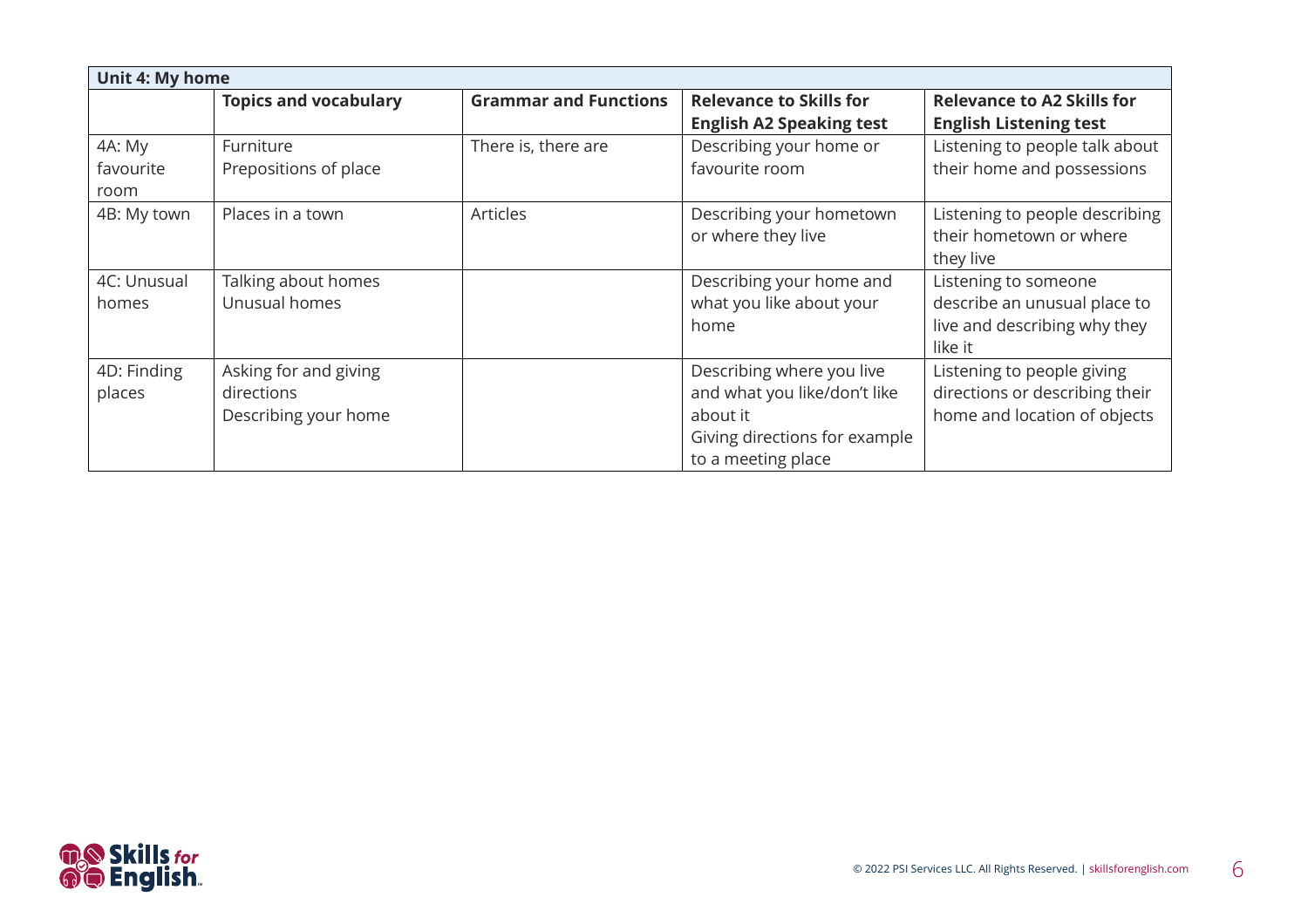| Unit 4: My home | | | | |
|---|---|---|---|---|
| | **Topics and vocabulary** | **Grammar and Functions** | **Relevance to Skills for English A2 Speaking test** | **Relevance to A2 Skills for English Listening test** |
| 4A: My favourite room | Furniture<br>Prepositions of place | There is, there are | Describing your home or favourite room | Listening to people talk about their home and possessions |
| 4B: My town | Places in a town | Articles | Describing your hometown or where they live | Listening to people describing their hometown or where they live |
| 4C: Unusual homes | Talking about homes<br>Unusual homes | | Describing your home and what you like about your home | Listening to someone describe an unusual place to live and describing why they like it |
| 4D: Finding places | Asking for and giving directions<br>Describing your home | | Describing where you live and what you like/don't like about it<br>Giving directions for example to a meeting place | Listening to people giving directions or describing their home and location of objects |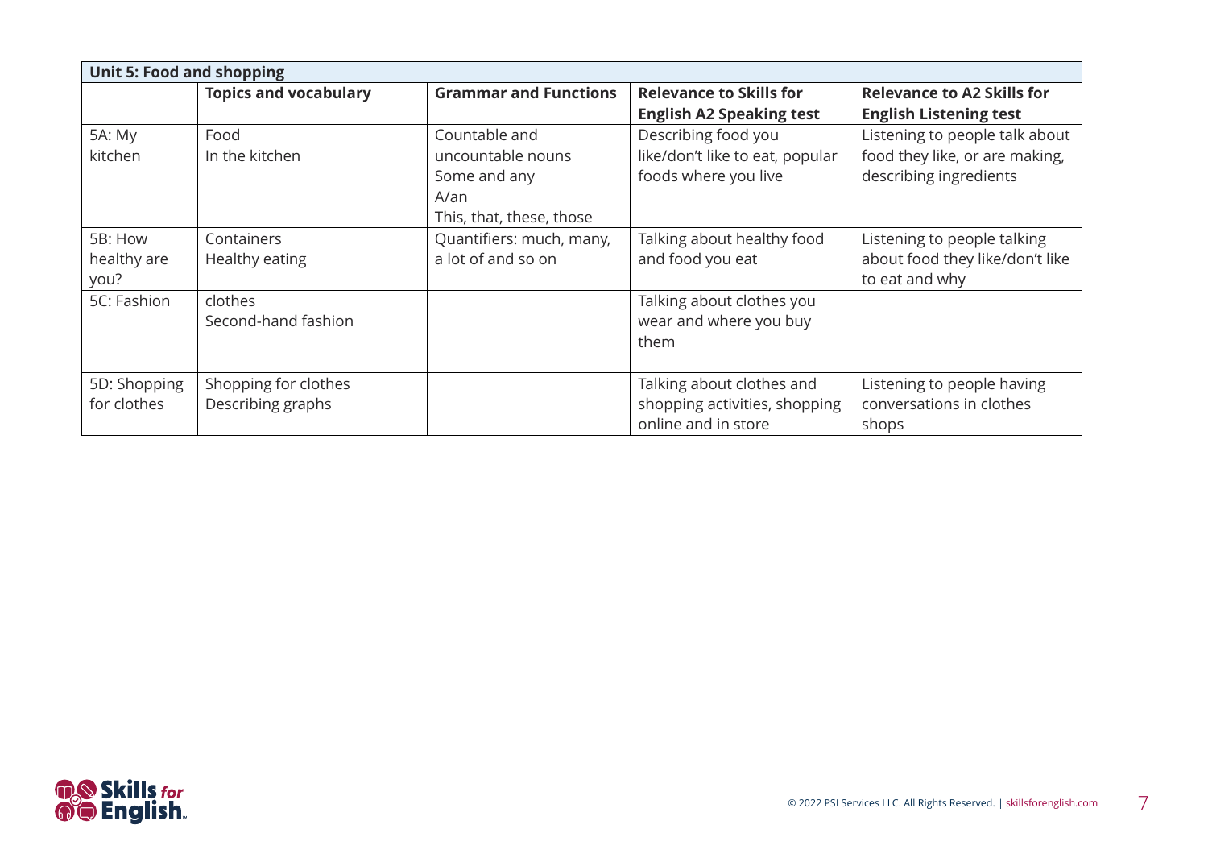| Unit 5: Food and shopping | | | | |
|---|---|---|---|---|
| | **Topics and vocabulary** | **Grammar and Functions** | **Relevance to Skills for English A2 Speaking test** | **Relevance to A2 Skills for English Listening test** |
| 5A: My kitchen | Food<br>In the kitchen | Countable and uncountable nouns<br>Some and any<br>A/an<br>This, that, these, those | Describing food you like/don't like to eat, popular foods where you live | Listening to people talk about food they like, or are making, describing ingredients |
| 5B: How healthy are you? | Containers<br>Healthy eating | Quantifiers: much, many, a lot of and so on | Talking about healthy food and food you eat | Listening to people talking about food they like/don't like to eat and why |
| 5C: Fashion | clothes<br>Second-hand fashion | | Talking about clothes you wear and where you buy them | |
| 5D: Shopping for clothes | Shopping for clothes<br>Describing graphs | | Talking about clothes and shopping activities, shopping online and in store | Listening to people having conversations in clothes shops |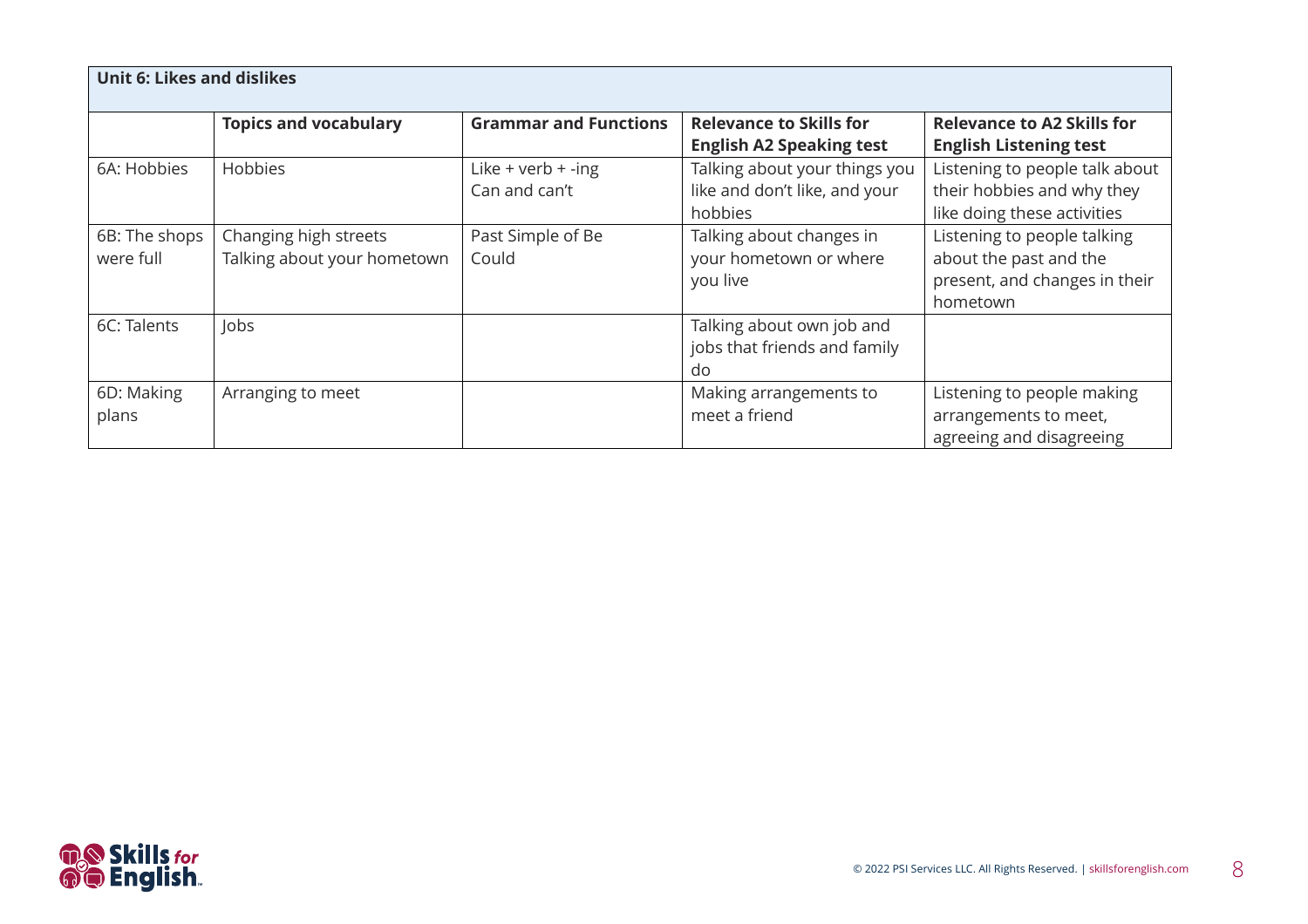| Unit 6: Likes and dislikes | | | | |
|---|---|---|---|---|
| | **Topics and vocabulary** | **Grammar and Functions** | **Relevance to Skills for English A2 Speaking test** | **Relevance to A2 Skills for English Listening test** |
| 6A: Hobbies | Hobbies | Like + verb + -ing<br>Can and can't | Talking about your things you like and don't like, and your hobbies | Listening to people talk about their hobbies and why they like doing these activities |
| 6B: The shops were full | Changing high streets<br>Talking about your hometown | Past Simple of Be<br>Could | Talking about changes in your hometown or where you live | Listening to people talking about the past and the present, and changes in their hometown |
| 6C: Talents | Jobs | | Talking about own job and jobs that friends and family do | |
| 6D: Making plans | Arranging to meet | | Making arrangements to meet a friend | Listening to people making arrangements to meet, agreeing and disagreeing |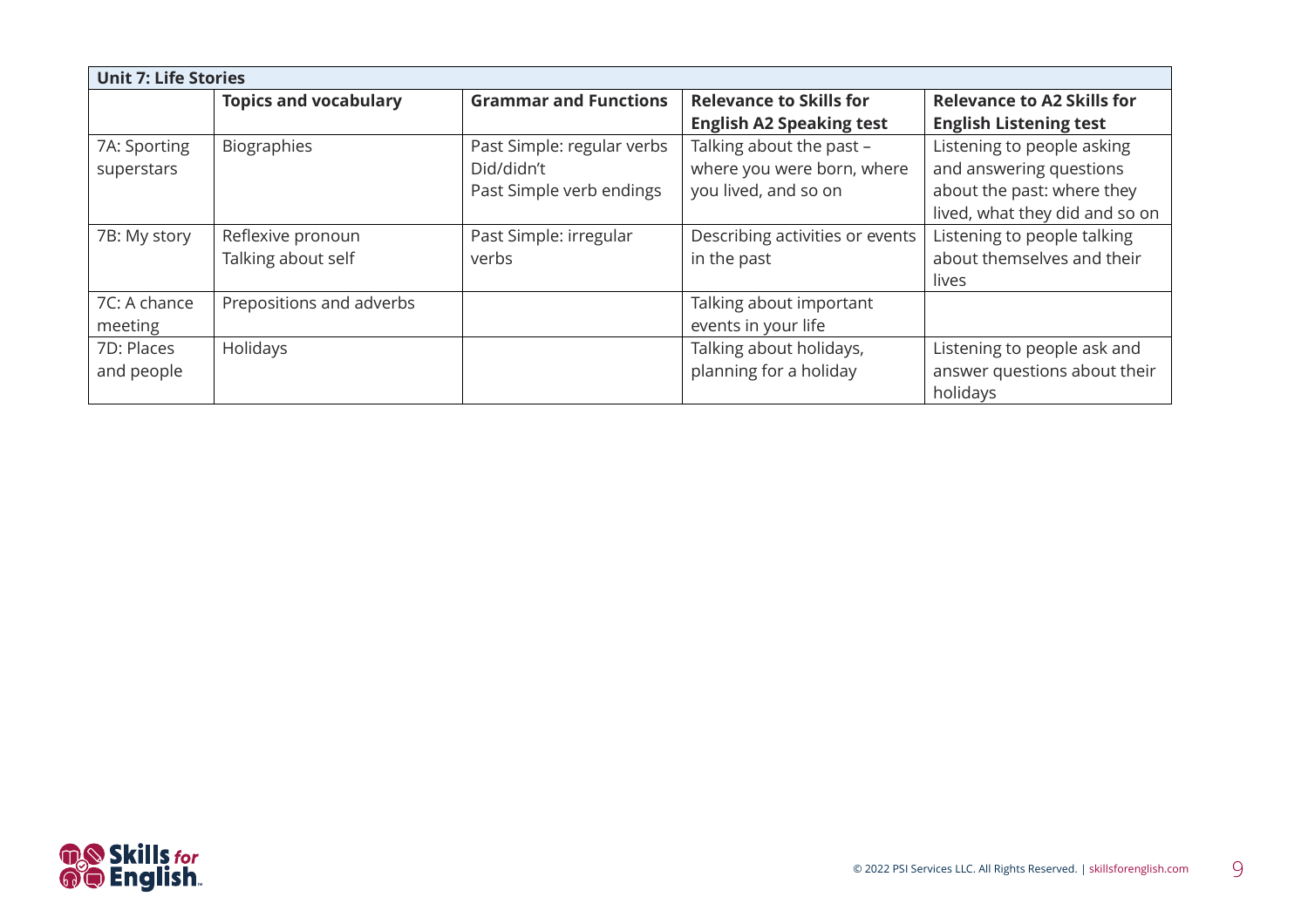| Unit 7: Life Stories | | | | |
|---|---|---|---|---|
| | **Topics and vocabulary** | **Grammar and Functions** | **Relevance to Skills for English A2 Speaking test** | **Relevance to A2 Skills for English Listening test** |
| 7A: Sporting superstars | Biographies | Past Simple: regular verbs<br>Did/didn't<br>Past Simple verb endings | Talking about the past – where you were born, where you lived, and so on | Listening to people asking and answering questions about the past: where they lived, what they did and so on |
| 7B: My story | Reflexive pronoun<br>Talking about self | Past Simple: irregular verbs | Describing activities or events in the past | Listening to people talking about themselves and their lives |
| 7C: A chance meeting | Prepositions and adverbs | | Talking about important events in your life | |
| 7D: Places and people | Holidays | | Talking about holidays, planning for a holiday | Listening to people ask and answer questions about their holidays |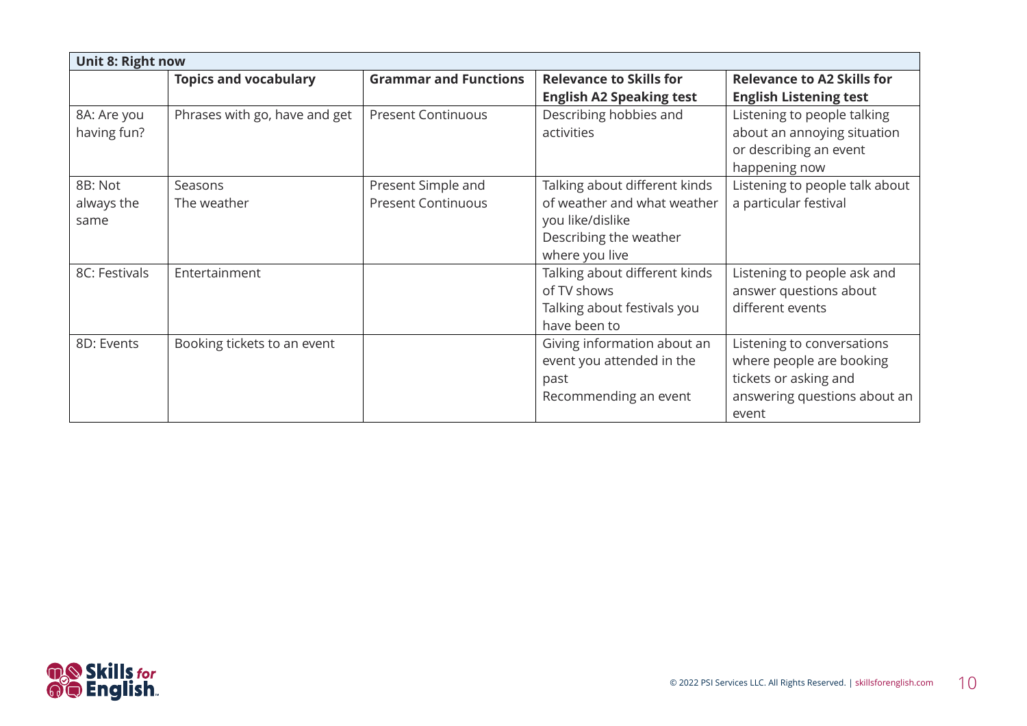| Unit 8: Right now | | | | |
|---|---|---|---|---|
| | **Topics and vocabulary** | **Grammar and Functions** | **Relevance to Skills for English A2 Speaking test** | **Relevance to A2 Skills for English Listening test** |
| 8A: Are you having fun? | Phrases with go, have and get | Present Continuous | Describing hobbies and activities | Listening to people talking about an annoying situation or describing an event happening now |
| 8B: Not always the same | Seasons<br>The weather | Present Simple and Present Continuous | Talking about different kinds of weather and what weather you like/dislike<br>Describing the weather where you live | Listening to people talk about a particular festival |
| 8C: Festivals | Entertainment | | Talking about different kinds of TV shows<br>Talking about festivals you have been to | Listening to people ask and answer questions about different events |
| 8D: Events | Booking tickets to an event | | Giving information about an event you attended in the past<br>Recommending an event | Listening to conversations where people are booking tickets or asking and answering questions about an event |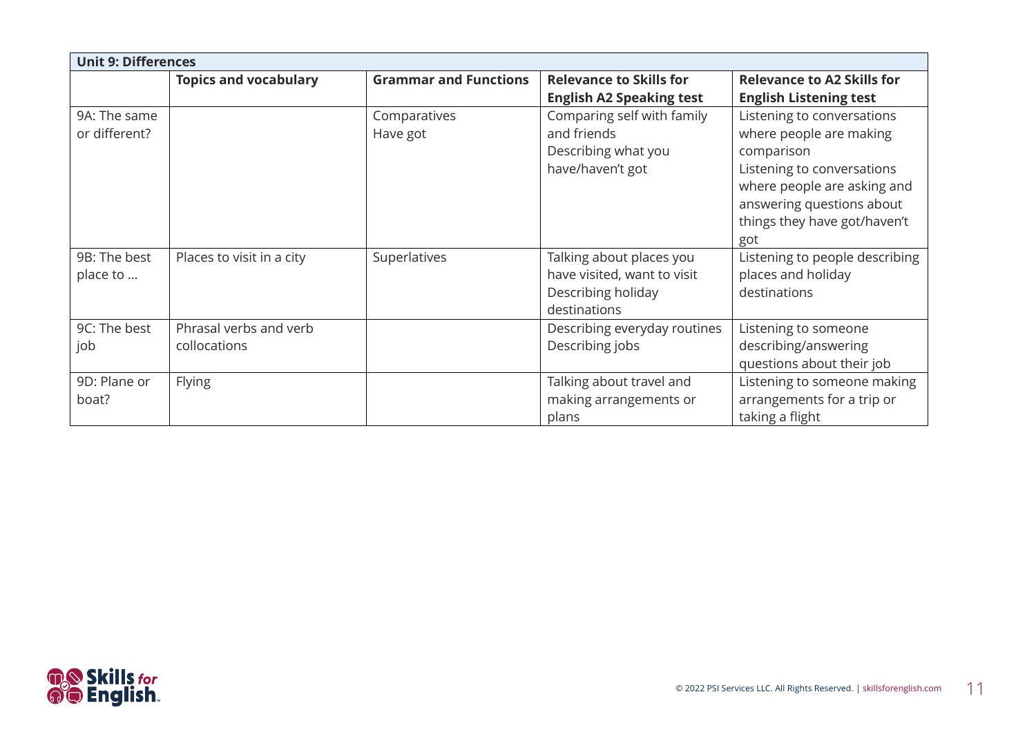| Unit 9: Differences | | | | |
|---|---|---|---|---|
| | **Topics and vocabulary** | **Grammar and Functions** | **Relevance to Skills for English A2 Speaking test** | **Relevance to A2 Skills for English Listening test** |
| 9A: The same or different? | | Comparatives<br>Have got | Comparing self with family and friends<br>Describing what you have/haven't got | Listening to conversations where people are making comparison<br>Listening to conversations where people are asking and answering questions about things they have got/haven't got |
| 9B: The best place to … | Places to visit in a city | Superlatives | Talking about places you have visited, want to visit<br>Describing holiday destinations | Listening to people describing places and holiday destinations |
| 9C: The best job | Phrasal verbs and verb collocations | | Describing everyday routines<br>Describing jobs | Listening to someone describing/answering questions about their job |
| 9D: Plane or boat? | Flying | | Talking about travel and making arrangements or plans | Listening to someone making arrangements for a trip or taking a flight |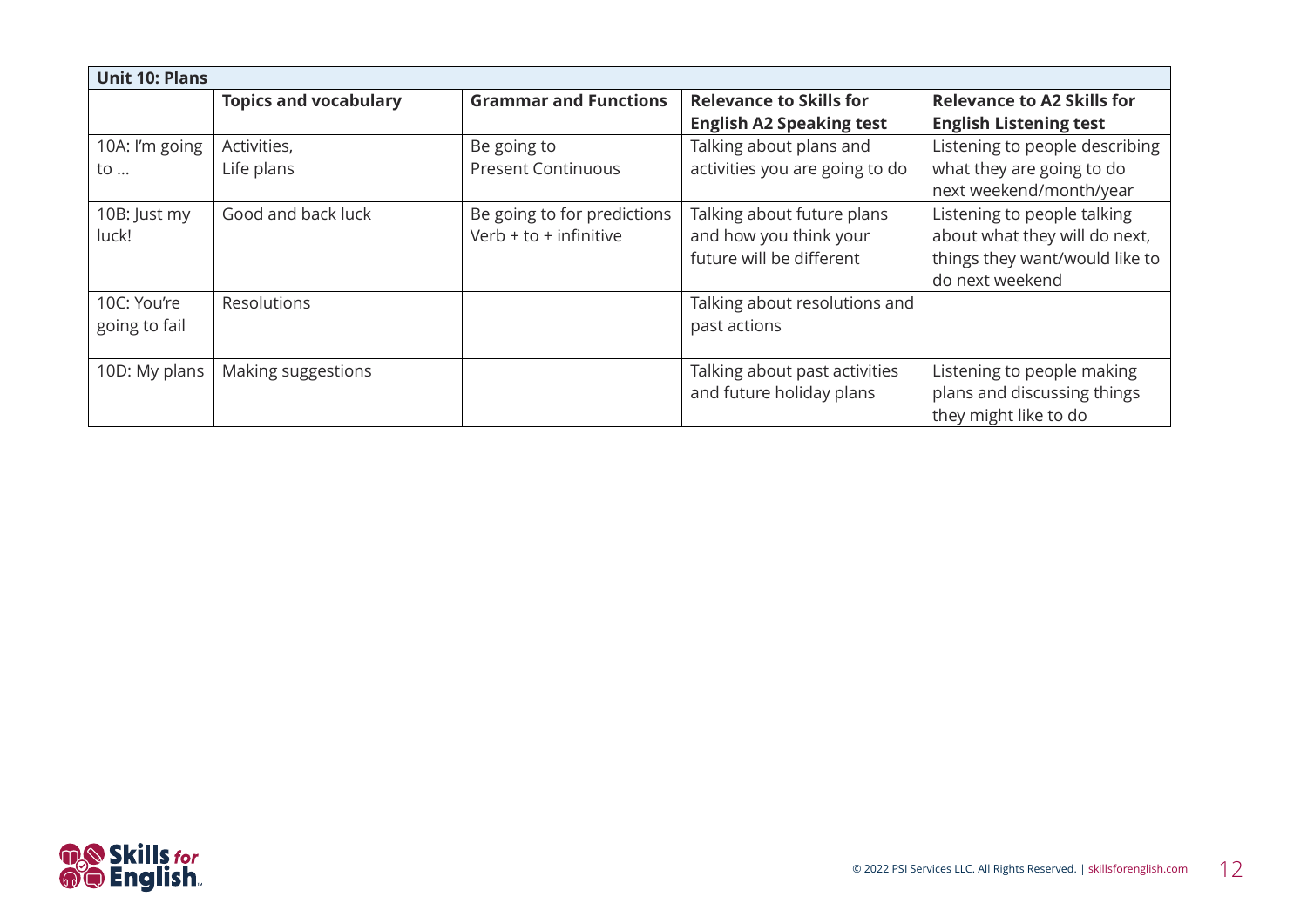| Unit 10: Plans | | | | |
|---|---|---|---|---|
| | **Topics and vocabulary** | **Grammar and Functions** | **Relevance to Skills for English A2 Speaking test** | **Relevance to A2 Skills for English Listening test** |
| 10A: I'm going to … | Activities, Life plans | Be going to Present Continuous | Talking about plans and activities you are going to do | Listening to people describing what they are going to do next weekend/month/year |
| 10B: Just my luck! | Good and back luck | Be going to for predictions Verb + to + infinitive | Talking about future plans and how you think your future will be different | Listening to people talking about what they will do next, things they want/would like to do next weekend |
| 10C: You're going to fail | Resolutions | | Talking about resolutions and past actions | |
| 10D: My plans | Making suggestions | | Talking about past activities and future holiday plans | Listening to people making plans and discussing things they might like to do |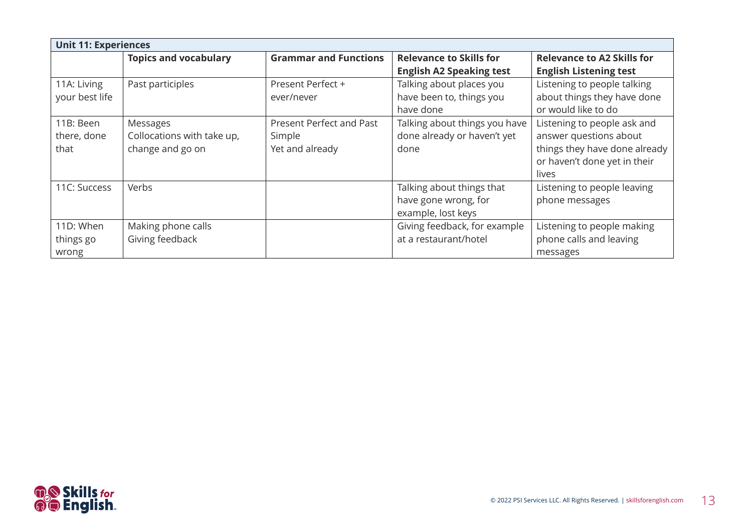| Unit 11: Experiences | | | | |
|---|---|---|---|---|
| | **Topics and vocabulary** | **Grammar and Functions** | **Relevance to Skills for English A2 Speaking test** | **Relevance to A2 Skills for English Listening test** |
| 11A: Living your best life | Past participles | Present Perfect + ever/never | Talking about places you have been to, things you have done | Listening to people talking about things they have done or would like to do |
| 11B: Been there, done that | Messages<br>Collocations with take up, change and go on | Present Perfect and Past Simple<br>Yet and already | Talking about things you have done already or haven't yet done | Listening to people ask and answer questions about things they have done already or haven't done yet in their lives |
| 11C: Success | Verbs | | Talking about things that have gone wrong, for example, lost keys | Listening to people leaving phone messages |
| 11D: When things go wrong | Making phone calls<br>Giving feedback | | Giving feedback, for example at a restaurant/hotel | Listening to people making phone calls and leaving messages |

© 2022 PSI Services LLC. All Rights Reserved. | skillsforenglish.com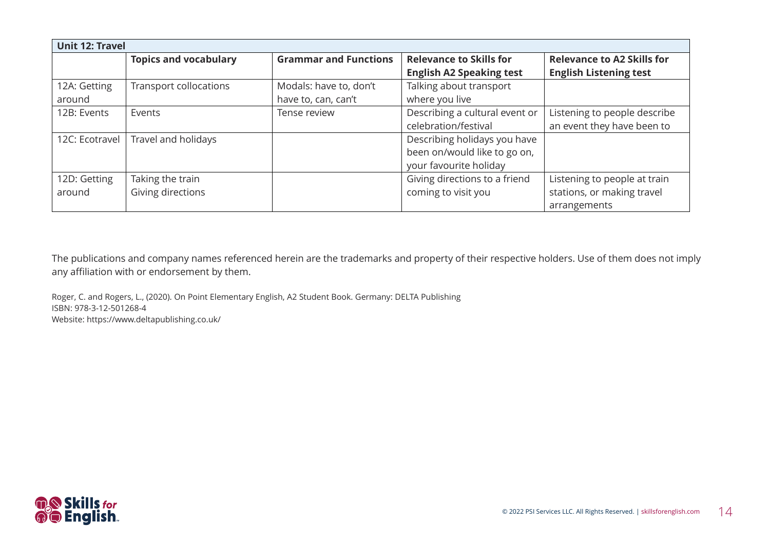| Unit 12: Travel | | | | |
|---|---|---|---|---|
| | **Topics and vocabulary** | **Grammar and Functions** | **Relevance to Skills for English A2 Speaking test** | **Relevance to A2 Skills for English Listening test** |
| 12A: Getting around | Transport collocations | Modals: have to, don't have to, can, can't | Talking about transport where you live | |
| 12B: Events | Events | Tense review | Describing a cultural event or celebration/festival | Listening to people describe an event they have been to |
| 12C: Ecotravel | Travel and holidays | | Describing holidays you have been on/would like to go on, your favourite holiday | |
| 12D: Getting around | Taking the train<br>Giving directions | | Giving directions to a friend coming to visit you | Listening to people at train stations, or making travel arrangements |

The publications and company names referenced herein are the trademarks and property of their respective holders. Use of them does not imply any affiliation with or endorsement by them.

Roger, C. and Rogers, L., (2020). On Point Elementary English, A2 Student Book. Germany: DELTA Publishing
ISBN: 978-3-12-501268-4
Website: https://www.deltapublishing.co.uk/